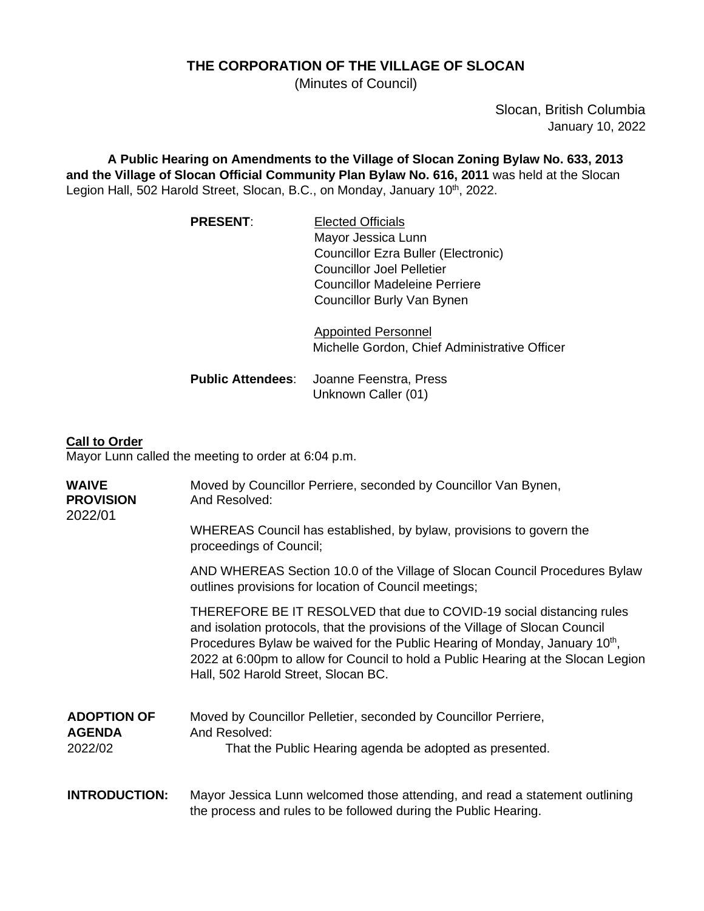# THE CORPORATION OF THE VILLAGE OF SLOCAN

(Minutes of Council)

Slocan, British Columbia
January 10, 2022

**A Public Hearing on Amendments to the Village of Slocan Zoning Bylaw No. 633, 2013 and the Village of Slocan Official Community Plan Bylaw No. 616, 2011** was held at the Slocan Legion Hall, 502 Harold Street, Slocan, B.C., on Monday, January 10th, 2022.

**PRESENT**:

Elected Officials
Mayor Jessica Lunn
Councillor Ezra Buller (Electronic)
Councillor Joel Pelletier
Councillor Madeleine Perriere
Councillor Burly Van Bynen

Appointed Personnel
Michelle Gordon, Chief Administrative Officer

**Public Attendees**: Joanne Feenstra, Press
Unknown Caller (01)

**Call to Order**

Mayor Lunn called the meeting to order at 6:04 p.m.

**WAIVE PROVISION** 2022/01

Moved by Councillor Perriere, seconded by Councillor Van Bynen,
And Resolved:

WHEREAS Council has established, by bylaw, provisions to govern the proceedings of Council;

AND WHEREAS Section 10.0 of the Village of Slocan Council Procedures Bylaw outlines provisions for location of Council meetings;

THEREFORE BE IT RESOLVED that due to COVID-19 social distancing rules and isolation protocols, that the provisions of the Village of Slocan Council Procedures Bylaw be waived for the Public Hearing of Monday, January 10th, 2022 at 6:00pm to allow for Council to hold a Public Hearing at the Slocan Legion Hall, 502 Harold Street, Slocan BC.

**ADOPTION OF AGENDA** 2022/02

Moved by Councillor Pelletier, seconded by Councillor Perriere,
And Resolved:

That the Public Hearing agenda be adopted as presented.

**INTRODUCTION:** Mayor Jessica Lunn welcomed those attending, and read a statement outlining the process and rules to be followed during the Public Hearing.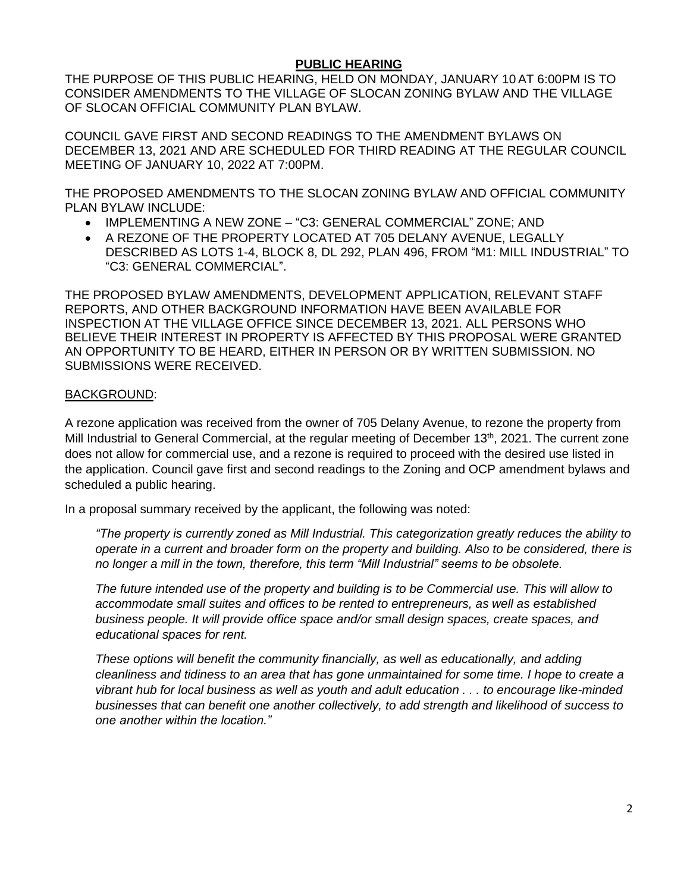## PUBLIC HEARING

THE PURPOSE OF THIS PUBLIC HEARING, HELD ON MONDAY, JANUARY 10 AT 6:00PM IS TO CONSIDER AMENDMENTS TO THE VILLAGE OF SLOCAN ZONING BYLAW AND THE VILLAGE OF SLOCAN OFFICIAL COMMUNITY PLAN BYLAW.

COUNCIL GAVE FIRST AND SECOND READINGS TO THE AMENDMENT BYLAWS ON DECEMBER 13, 2021 AND ARE SCHEDULED FOR THIRD READING AT THE REGULAR COUNCIL MEETING OF JANUARY 10, 2022 AT 7:00PM.

THE PROPOSED AMENDMENTS TO THE SLOCAN ZONING BYLAW AND OFFICIAL COMMUNITY PLAN BYLAW INCLUDE:

- IMPLEMENTING A NEW ZONE – "C3: GENERAL COMMERCIAL" ZONE; AND
- A REZONE OF THE PROPERTY LOCATED AT 705 DELANY AVENUE, LEGALLY DESCRIBED AS LOTS 1-4, BLOCK 8, DL 292, PLAN 496, FROM "M1: MILL INDUSTRIAL" TO "C3: GENERAL COMMERCIAL".

THE PROPOSED BYLAW AMENDMENTS, DEVELOPMENT APPLICATION, RELEVANT STAFF REPORTS, AND OTHER BACKGROUND INFORMATION HAVE BEEN AVAILABLE FOR INSPECTION AT THE VILLAGE OFFICE SINCE DECEMBER 13, 2021. ALL PERSONS WHO BELIEVE THEIR INTEREST IN PROPERTY IS AFFECTED BY THIS PROPOSAL WERE GRANTED AN OPPORTUNITY TO BE HEARD, EITHER IN PERSON OR BY WRITTEN SUBMISSION. NO SUBMISSIONS WERE RECEIVED.

### BACKGROUND:

A rezone application was received from the owner of 705 Delany Avenue, to rezone the property from Mill Industrial to General Commercial, at the regular meeting of December 13th, 2021. The current zone does not allow for commercial use, and a rezone is required to proceed with the desired use listed in the application. Council gave first and second readings to the Zoning and OCP amendment bylaws and scheduled a public hearing.

In a proposal summary received by the applicant, the following was noted:

> *"The property is currently zoned as Mill Industrial. This categorization greatly reduces the ability to operate in a current and broader form on the property and building. Also to be considered, there is no longer a mill in the town, therefore, this term "Mill Industrial" seems to be obsolete.*
>
> *The future intended use of the property and building is to be Commercial use. This will allow to accommodate small suites and offices to be rented to entrepreneurs, as well as established business people. It will provide office space and/or small design spaces, create spaces, and educational spaces for rent.*
>
> *These options will benefit the community financially, as well as educationally, and adding cleanliness and tidiness to an area that has gone unmaintained for some time. I hope to create a vibrant hub for local business as well as youth and adult education . . . to encourage like-minded businesses that can benefit one another collectively, to add strength and likelihood of success to one another within the location."*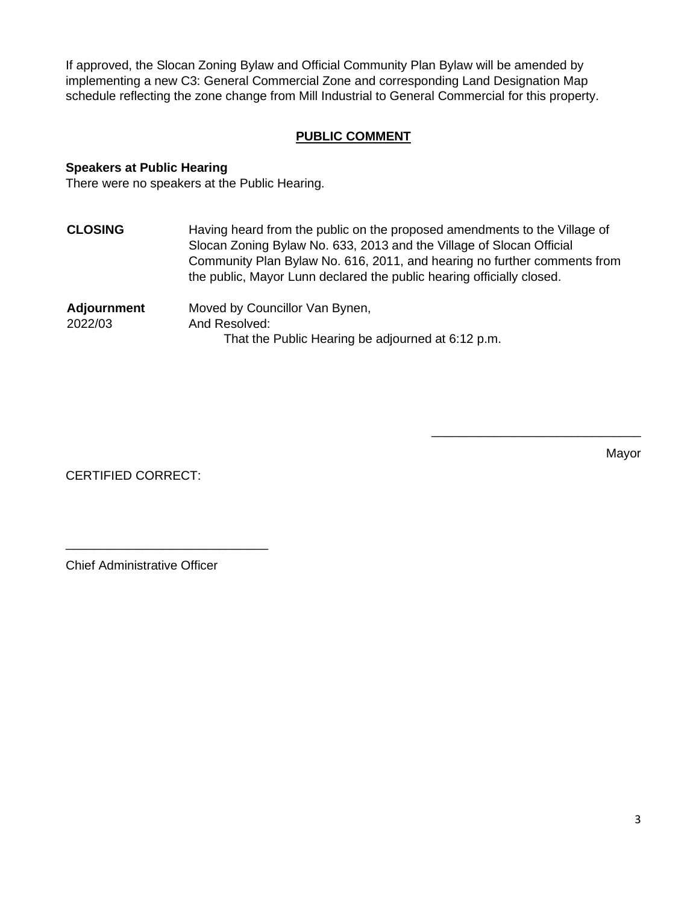If approved, the Slocan Zoning Bylaw and Official Community Plan Bylaw will be amended by implementing a new C3: General Commercial Zone and corresponding Land Designation Map schedule reflecting the zone change from Mill Industrial to General Commercial for this property.

## PUBLIC COMMENT

**Speakers at Public Hearing**

There were no speakers at the Public Hearing.

**CLOSING** Having heard from the public on the proposed amendments to the Village of Slocan Zoning Bylaw No. 633, 2013 and the Village of Slocan Official Community Plan Bylaw No. 616, 2011, and hearing no further comments from the public, Mayor Lunn declared the public hearing officially closed.

**Adjournment**
2022/03

Moved by Councillor Van Bynen,
And Resolved:
That the Public Hearing be adjourned at 6:12 p.m.

______________________________
Mayor

CERTIFIED CORRECT:

____________________________
Chief Administrative Officer